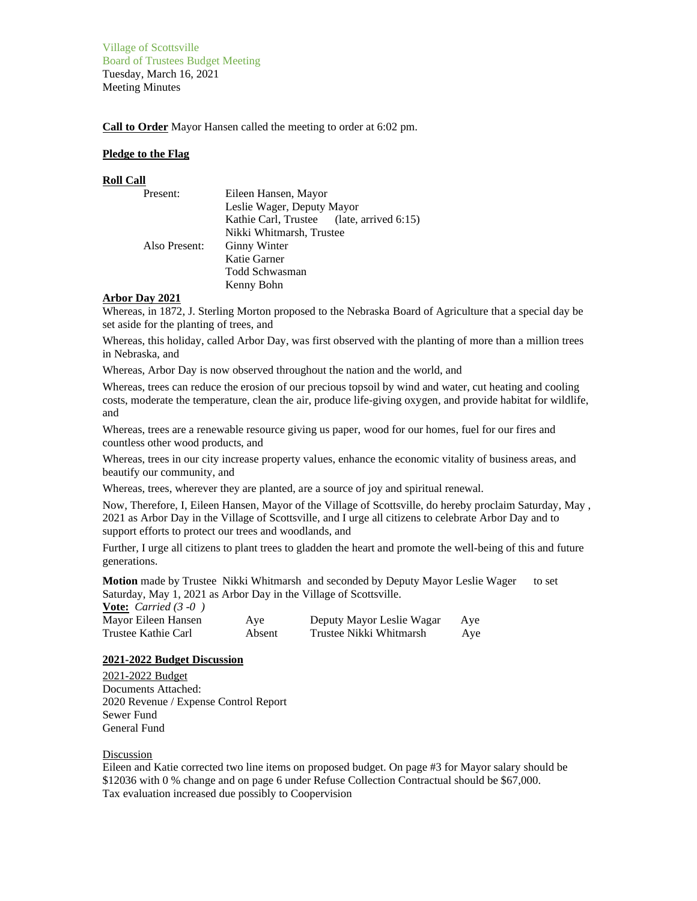Village of Scottsville
Board of Trustees Budget Meeting
Tuesday, March 16, 2021
Meeting Minutes

**Call to Order** Mayor Hansen called the meeting to order at 6:02 pm.

**Pledge to the Flag**

**Roll Call**

| | |
|---|---|
| Present: | Eileen Hansen, Mayor |
| | Leslie Wager, Deputy Mayor |
| | Kathie Carl, Trustee (late, arrived 6:15) |
| | Nikki Whitmarsh, Trustee |
| Also Present: | Ginny Winter |
| | Katie Garner |
| | Todd Schwasman |
| | Kenny Bohn |

**Arbor Day 2021**

Whereas, in 1872, J. Sterling Morton proposed to the Nebraska Board of Agriculture that a special day be set aside for the planting of trees, and

Whereas, this holiday, called Arbor Day, was first observed with the planting of more than a million trees in Nebraska, and

Whereas, Arbor Day is now observed throughout the nation and the world, and

Whereas, trees can reduce the erosion of our precious topsoil by wind and water, cut heating and cooling costs, moderate the temperature, clean the air, produce life-giving oxygen, and provide habitat for wildlife, and

Whereas, trees are a renewable resource giving us paper, wood for our homes, fuel for our fires and countless other wood products, and

Whereas, trees in our city increase property values, enhance the economic vitality of business areas, and beautify our community, and

Whereas, trees, wherever they are planted, are a source of joy and spiritual renewal.

Now, Therefore, I, Eileen Hansen, Mayor of the Village of Scottsville, do hereby proclaim Saturday, May , 2021 as Arbor Day in the Village of Scottsville, and I urge all citizens to celebrate Arbor Day and to support efforts to protect our trees and woodlands, and

Further, I urge all citizens to plant trees to gladden the heart and promote the well-being of this and future generations.

**Motion** made by Trustee Nikki Whitmarsh and seconded by Deputy Mayor Leslie Wager to set Saturday, May 1, 2021 as Arbor Day in the Village of Scottsville.

**Vote:** *Carried (3 -0 )*

| | | | |
|---|---|---|---|
| Mayor Eileen Hansen | Aye | Deputy Mayor Leslie Wagar | Aye |
| Trustee Kathie Carl | Absent | Trustee Nikki Whitmarsh | Aye |

**2021-2022 Budget Discussion**

2021-2022 Budget
Documents Attached:
2020 Revenue / Expense Control Report
Sewer Fund
General Fund

Discussion
Eileen and Katie corrected two line items on proposed budget. On page #3 for Mayor salary should be $12036 with 0 % change and on page 6 under Refuse Collection Contractual should be $67,000.
Tax evaluation increased due possibly to Coopervision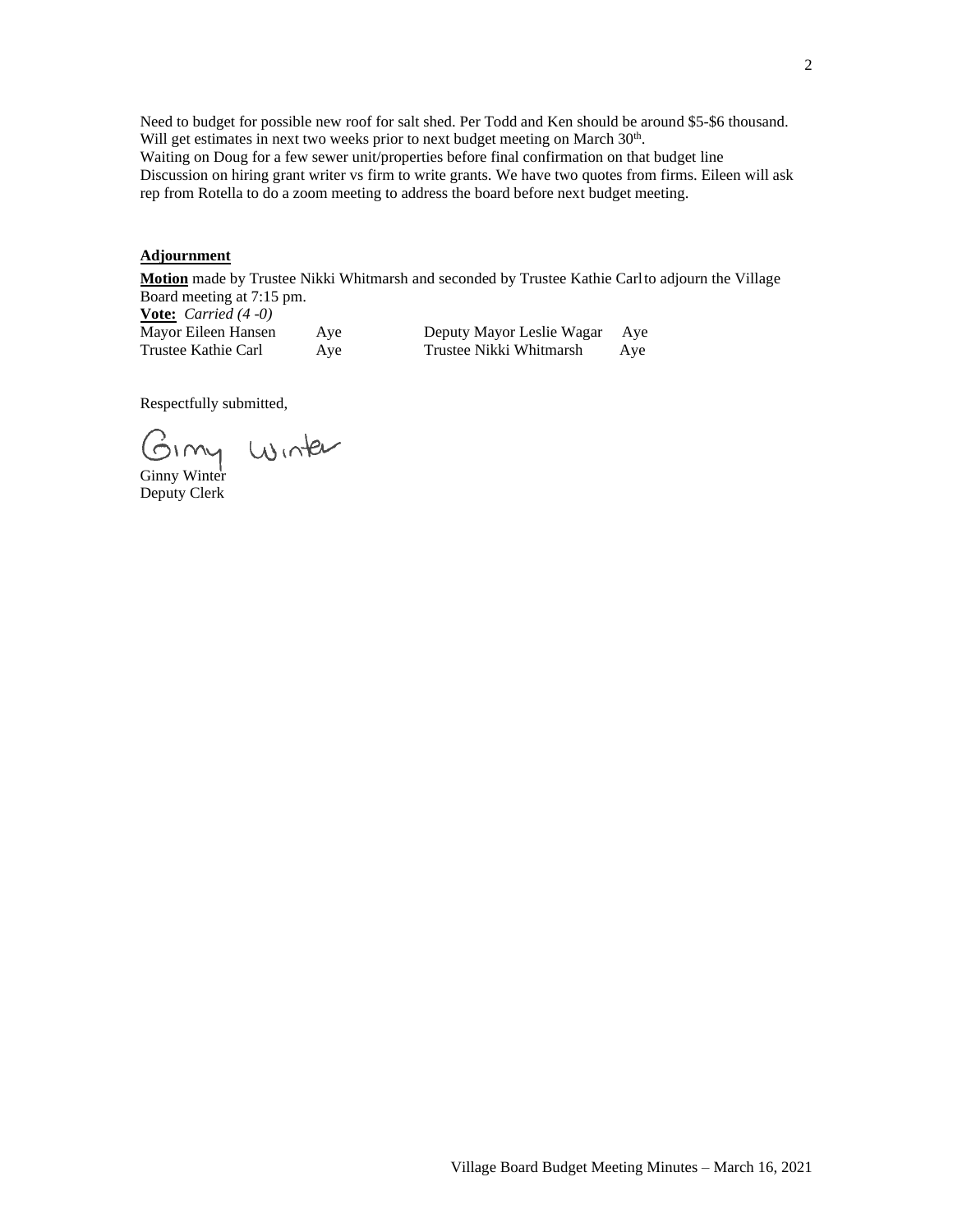Need to budget for possible new roof for salt shed. Per Todd and Ken should be around \$5-\$6 thousand. Will get estimates in next two weeks prior to next budget meeting on March 30th.
Waiting on Doug for a few sewer unit/properties before final confirmation on that budget line
Discussion on hiring grant writer vs firm to write grants. We have two quotes from firms. Eileen will ask rep from Rotella to do a zoom meeting to address the board before next budget meeting.

**Adjournment**

**Motion** made by Trustee Nikki Whitmarsh and seconded by Trustee Kathie Carl to adjourn the Village Board meeting at 7:15 pm.

**Vote:** *Carried (4 -0)*

| | | | |
|---|---|---|---|
| Mayor Eileen Hansen | Aye | Deputy Mayor Leslie Wagar | Aye |
| Trustee Kathie Carl | Aye | Trustee Nikki Whitmarsh | Aye |

Respectfully submitted,

Ginny Winter

Ginny Winter
Deputy Clerk